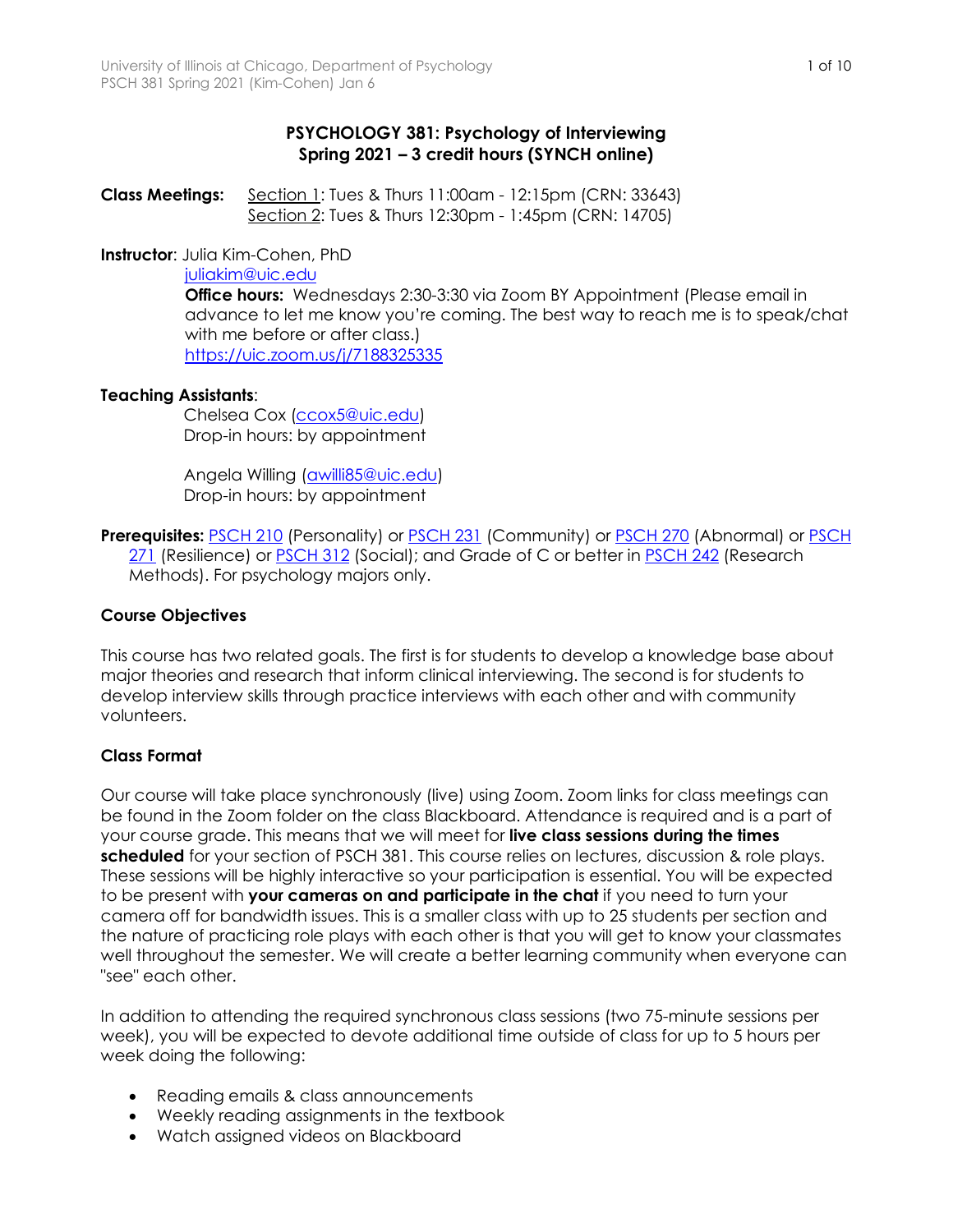**PSYCHOLOGY 381: Psychology of Interviewing**
**Spring 2021 – 3 credit hours (SYNCH online)**

**Class Meetings:** Section 1: Tues & Thurs 11:00am - 12:15pm (CRN: 33643)
Section 2: Tues & Thurs 12:30pm - 1:45pm (CRN: 14705)

**Instructor**: Julia Kim-Cohen, PhD
juliakim@uic.edu
**Office hours:** Wednesdays 2:30-3:30 via Zoom BY Appointment (Please email in advance to let me know you're coming. The best way to reach me is to speak/chat with me before or after class.)
https://uic.zoom.us/j/7188325335

**Teaching Assistants**:
Chelsea Cox (ccox5@uic.edu)
Drop-in hours: by appointment

Angela Willing (awilli85@uic.edu)
Drop-in hours: by appointment

**Prerequisites:** PSCH 210 (Personality) or PSCH 231 (Community) or PSCH 270 (Abnormal) or PSCH 271 (Resilience) or PSCH 312 (Social); and Grade of C or better in PSCH 242 (Research Methods). For psychology majors only.

**Course Objectives**

This course has two related goals. The first is for students to develop a knowledge base about major theories and research that inform clinical interviewing. The second is for students to develop interview skills through practice interviews with each other and with community volunteers.

**Class Format**

Our course will take place synchronously (live) using Zoom. Zoom links for class meetings can be found in the Zoom folder on the class Blackboard. Attendance is required and is a part of your course grade. This means that we will meet for **live class sessions during the times scheduled** for your section of PSCH 381. This course relies on lectures, discussion & role plays. These sessions will be highly interactive so your participation is essential. You will be expected to be present with **your cameras on and participate in the chat** if you need to turn your camera off for bandwidth issues. This is a smaller class with up to 25 students per section and the nature of practicing role plays with each other is that you will get to know your classmates well throughout the semester. We will create a better learning community when everyone can "see" each other.

In addition to attending the required synchronous class sessions (two 75-minute sessions per week), you will be expected to devote additional time outside of class for up to 5 hours per week doing the following:

- Reading emails & class announcements
- Weekly reading assignments in the textbook
- Watch assigned videos on Blackboard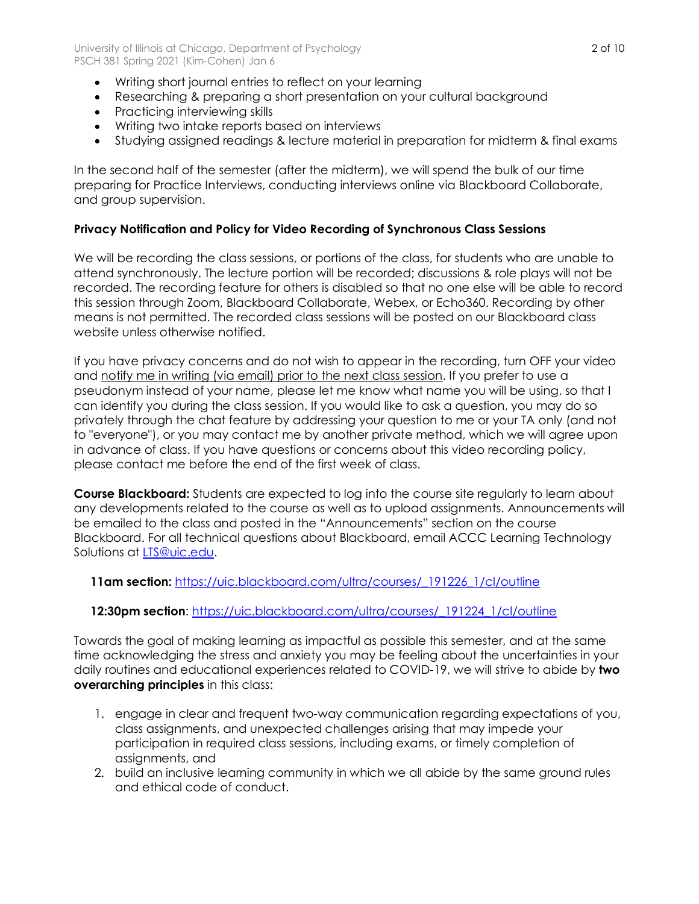- Writing short journal entries to reflect on your learning
- Researching & preparing a short presentation on your cultural background
- Practicing interviewing skills
- Writing two intake reports based on interviews
- Studying assigned readings & lecture material in preparation for midterm & final exams

In the second half of the semester (after the midterm), we will spend the bulk of our time preparing for Practice Interviews, conducting interviews online via Blackboard Collaborate, and group supervision.

**Privacy Notification and Policy for Video Recording of Synchronous Class Sessions**

We will be recording the class sessions, or portions of the class, for students who are unable to attend synchronously. The lecture portion will be recorded; discussions & role plays will not be recorded. The recording feature for others is disabled so that no one else will be able to record this session through Zoom, Blackboard Collaborate, Webex, or Echo360. Recording by other means is not permitted. The recorded class sessions will be posted on our Blackboard class website unless otherwise notified.

If you have privacy concerns and do not wish to appear in the recording, turn OFF your video and notify me in writing (via email) prior to the next class session. If you prefer to use a pseudonym instead of your name, please let me know what name you will be using, so that I can identify you during the class session. If you would like to ask a question, you may do so privately through the chat feature by addressing your question to me or your TA only (and not to "everyone"), or you may contact me by another private method, which we will agree upon in advance of class. If you have questions or concerns about this video recording policy, please contact me before the end of the first week of class.

**Course Blackboard:** Students are expected to log into the course site regularly to learn about any developments related to the course as well as to upload assignments. Announcements will be emailed to the class and posted in the "Announcements" section on the course Blackboard. For all technical questions about Blackboard, email ACCC Learning Technology Solutions at LTS@uic.edu.

**11am section:** https://uic.blackboard.com/ultra/courses/_191226_1/cl/outline

**12:30pm section**: https://uic.blackboard.com/ultra/courses/_191224_1/cl/outline

Towards the goal of making learning as impactful as possible this semester, and at the same time acknowledging the stress and anxiety you may be feeling about the uncertainties in your daily routines and educational experiences related to COVID-19, we will strive to abide by **two overarching principles** in this class:

1. engage in clear and frequent two-way communication regarding expectations of you, class assignments, and unexpected challenges arising that may impede your participation in required class sessions, including exams, or timely completion of assignments, and
2. build an inclusive learning community in which we all abide by the same ground rules and ethical code of conduct.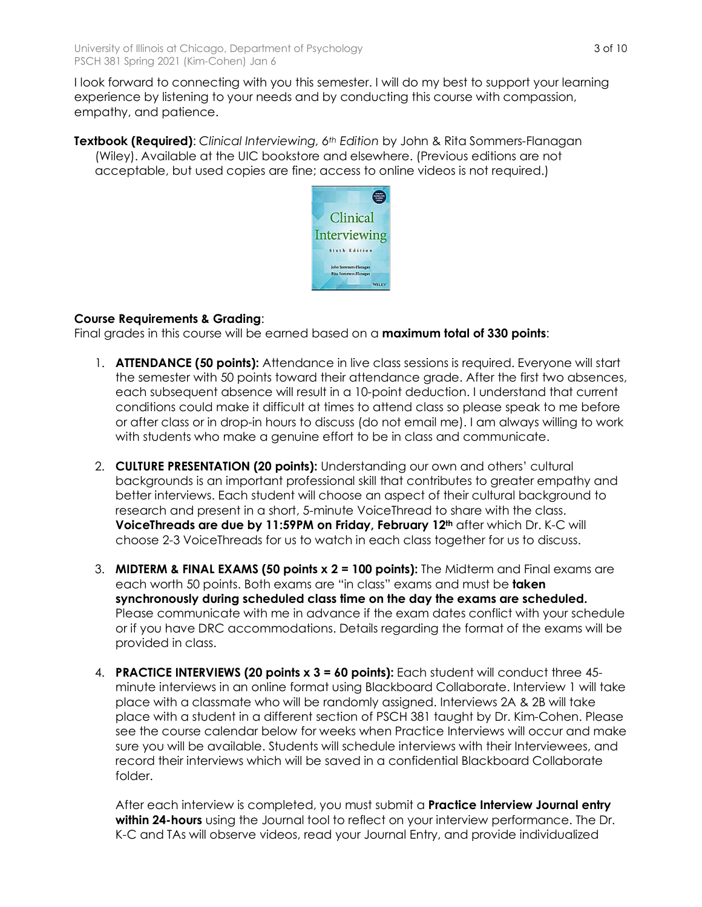I look forward to connecting with you this semester. I will do my best to support your learning experience by listening to your needs and by conducting this course with compassion, empathy, and patience.

**Textbook (Required)**: *Clinical Interviewing, 6th Edition* by John & Rita Sommers-Flanagan (Wiley). Available at the UIC bookstore and elsewhere. (Previous editions are not acceptable, but used copies are fine; access to online videos is not required.)

**Course Requirements & Grading**:

Final grades in this course will be earned based on a **maximum total of 330 points**:

1. **ATTENDANCE (50 points):** Attendance in live class sessions is required. Everyone will start the semester with 50 points toward their attendance grade. After the first two absences, each subsequent absence will result in a 10-point deduction. I understand that current conditions could make it difficult at times to attend class so please speak to me before or after class or in drop-in hours to discuss (do not email me). I am always willing to work with students who make a genuine effort to be in class and communicate.

2. **CULTURE PRESENTATION (20 points):** Understanding our own and others' cultural backgrounds is an important professional skill that contributes to greater empathy and better interviews. Each student will choose an aspect of their cultural background to research and present in a short, 5-minute VoiceThread to share with the class. **VoiceThreads are due by 11:59PM on Friday, February 12th** after which Dr. K-C will choose 2-3 VoiceThreads for us to watch in each class together for us to discuss.

3. **MIDTERM & FINAL EXAMS (50 points x 2 = 100 points):** The Midterm and Final exams are each worth 50 points. Both exams are "in class" exams and must be **taken synchronously during scheduled class time on the day the exams are scheduled.** Please communicate with me in advance if the exam dates conflict with your schedule or if you have DRC accommodations. Details regarding the format of the exams will be provided in class.

4. **PRACTICE INTERVIEWS (20 points x 3 = 60 points):** Each student will conduct three 45-minute interviews in an online format using Blackboard Collaborate. Interview 1 will take place with a classmate who will be randomly assigned. Interviews 2A & 2B will take place with a student in a different section of PSCH 381 taught by Dr. Kim-Cohen. Please see the course calendar below for weeks when Practice Interviews will occur and make sure you will be available. Students will schedule interviews with their Interviewees, and record their interviews which will be saved in a confidential Blackboard Collaborate folder.

   After each interview is completed, you must submit a **Practice Interview Journal entry within 24-hours** using the Journal tool to reflect on your interview performance. The Dr. K-C and TAs will observe videos, read your Journal Entry, and provide individualized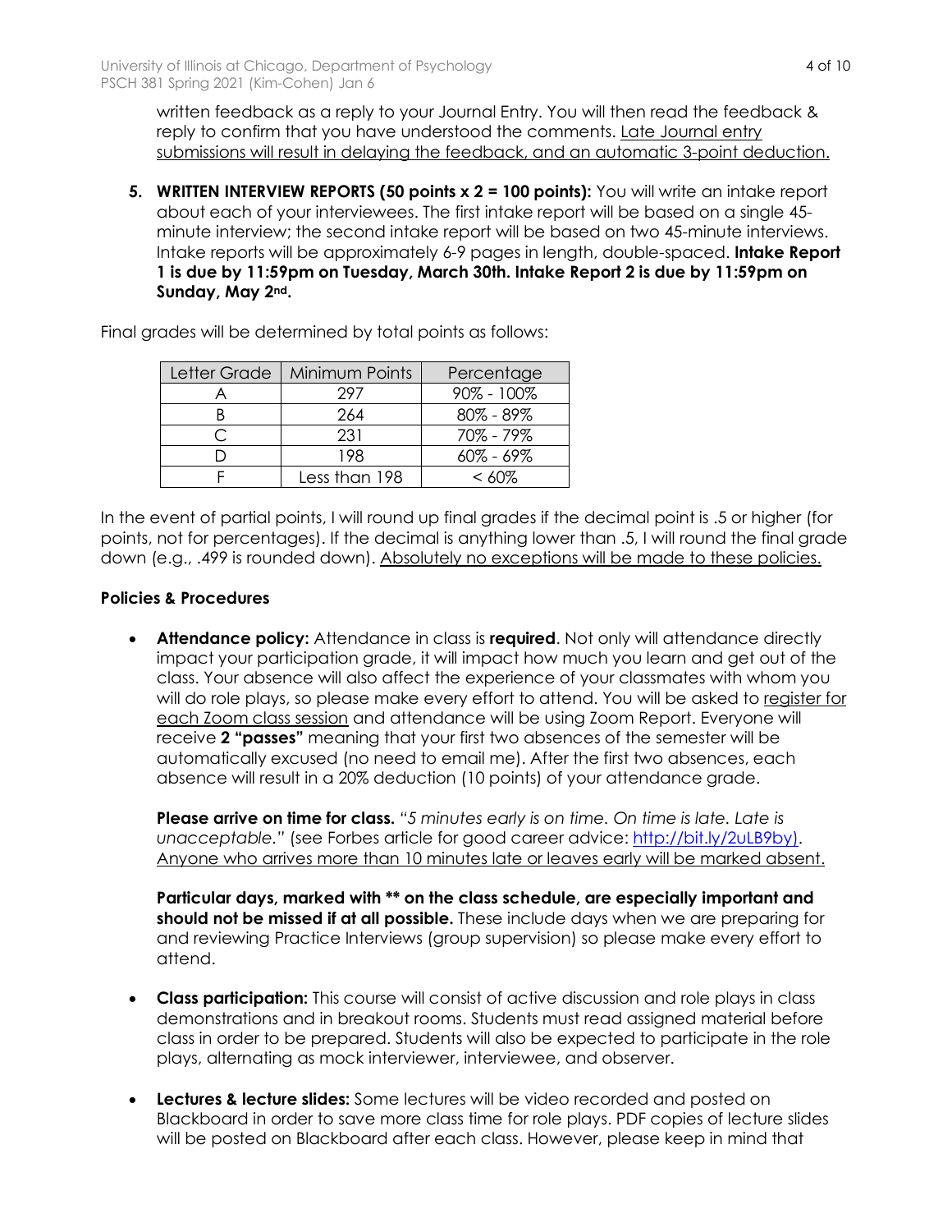written feedback as a reply to your Journal Entry. You will then read the feedback & reply to confirm that you have understood the comments. Late Journal entry submissions will result in delaying the feedback, and an automatic 3-point deduction.

5. **WRITTEN INTERVIEW REPORTS (50 points x 2 = 100 points):** You will write an intake report about each of your interviewees. The first intake report will be based on a single 45-minute interview; the second intake report will be based on two 45-minute interviews. Intake reports will be approximately 6-9 pages in length, double-spaced. **Intake Report 1 is due by 11:59pm on Tuesday, March 30th. Intake Report 2 is due by 11:59pm on Sunday, May 2nd.**

Final grades will be determined by total points as follows:

| Letter Grade | Minimum Points | Percentage |
|---|---|---|
| A | 297 | 90% - 100% |
| B | 264 | 80% - 89% |
| C | 231 | 70% - 79% |
| D | 198 | 60% - 69% |
| F | Less than 198 | < 60% |

In the event of partial points, I will round up final grades if the decimal point is .5 or higher (for points, not for percentages). If the decimal is anything lower than .5, I will round the final grade down (e.g., .499 is rounded down). Absolutely no exceptions will be made to these policies.

**Policies & Procedures**

- **Attendance policy:** Attendance in class is **required**. Not only will attendance directly impact your participation grade, it will impact how much you learn and get out of the class. Your absence will also affect the experience of your classmates with whom you will do role plays, so please make every effort to attend. You will be asked to register for each Zoom class session and attendance will be using Zoom Report. Everyone will receive **2 "passes"** meaning that your first two absences of the semester will be automatically excused (no need to email me). After the first two absences, each absence will result in a 20% deduction (10 points) of your attendance grade.

  **Please arrive on time for class.** *"5 minutes early is on time. On time is late. Late is unacceptable."* (see Forbes article for good career advice: http://bit.ly/2uLB9by). Anyone who arrives more than 10 minutes late or leaves early will be marked absent.

  **Particular days, marked with ** on the class schedule, are especially important and should not be missed if at all possible.** These include days when we are preparing for and reviewing Practice Interviews (group supervision) so please make every effort to attend.

- **Class participation:** This course will consist of active discussion and role plays in class demonstrations and in breakout rooms. Students must read assigned material before class in order to be prepared. Students will also be expected to participate in the role plays, alternating as mock interviewer, interviewee, and observer.

- **Lectures & lecture slides:** Some lectures will be video recorded and posted on Blackboard in order to save more class time for role plays. PDF copies of lecture slides will be posted on Blackboard after each class. However, please keep in mind that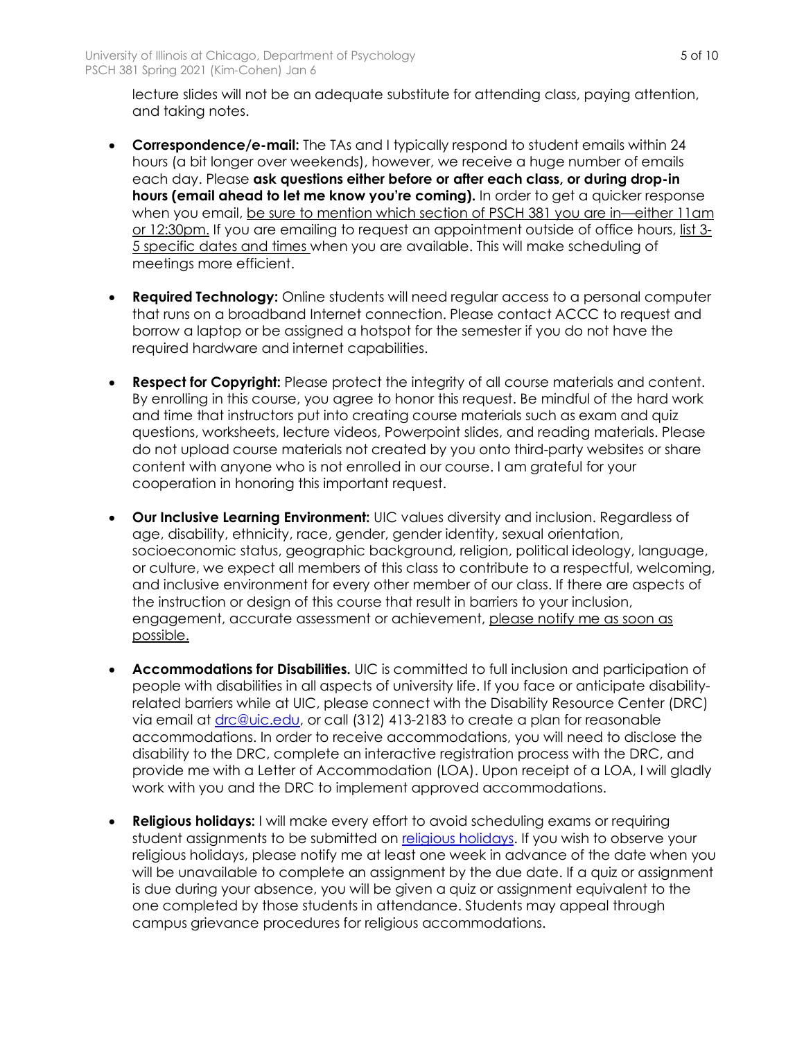lecture slides will not be an adequate substitute for attending class, paying attention, and taking notes.

- **Correspondence/e-mail:** The TAs and I typically respond to student emails within 24 hours (a bit longer over weekends), however, we receive a huge number of emails each day. Please **ask questions either before or after each class, or during drop-in hours (email ahead to let me know you're coming).** In order to get a quicker response when you email, be sure to mention which section of PSCH 381 you are in—either 11am or 12:30pm. If you are emailing to request an appointment outside of office hours, list 3-5 specific dates and times when you are available. This will make scheduling of meetings more efficient.

- **Required Technology:** Online students will need regular access to a personal computer that runs on a broadband Internet connection. Please contact ACCC to request and borrow a laptop or be assigned a hotspot for the semester if you do not have the required hardware and internet capabilities.

- **Respect for Copyright:** Please protect the integrity of all course materials and content. By enrolling in this course, you agree to honor this request. Be mindful of the hard work and time that instructors put into creating course materials such as exam and quiz questions, worksheets, lecture videos, Powerpoint slides, and reading materials. Please do not upload course materials not created by you onto third-party websites or share content with anyone who is not enrolled in our course. I am grateful for your cooperation in honoring this important request.

- **Our Inclusive Learning Environment:** UIC values diversity and inclusion. Regardless of age, disability, ethnicity, race, gender, gender identity, sexual orientation, socioeconomic status, geographic background, religion, political ideology, language, or culture, we expect all members of this class to contribute to a respectful, welcoming, and inclusive environment for every other member of our class. If there are aspects of the instruction or design of this course that result in barriers to your inclusion, engagement, accurate assessment or achievement, please notify me as soon as possible.

- **Accommodations for Disabilities.** UIC is committed to full inclusion and participation of people with disabilities in all aspects of university life. If you face or anticipate disability-related barriers while at UIC, please connect with the Disability Resource Center (DRC) via email at drc@uic.edu, or call (312) 413-2183 to create a plan for reasonable accommodations. In order to receive accommodations, you will need to disclose the disability to the DRC, complete an interactive registration process with the DRC, and provide me with a Letter of Accommodation (LOA). Upon receipt of a LOA, I will gladly work with you and the DRC to implement approved accommodations.

- **Religious holidays:** I will make every effort to avoid scheduling exams or requiring student assignments to be submitted on religious holidays. If you wish to observe your religious holidays, please notify me at least one week in advance of the date when you will be unavailable to complete an assignment by the due date. If a quiz or assignment is due during your absence, you will be given a quiz or assignment equivalent to the one completed by those students in attendance. Students may appeal through campus grievance procedures for religious accommodations.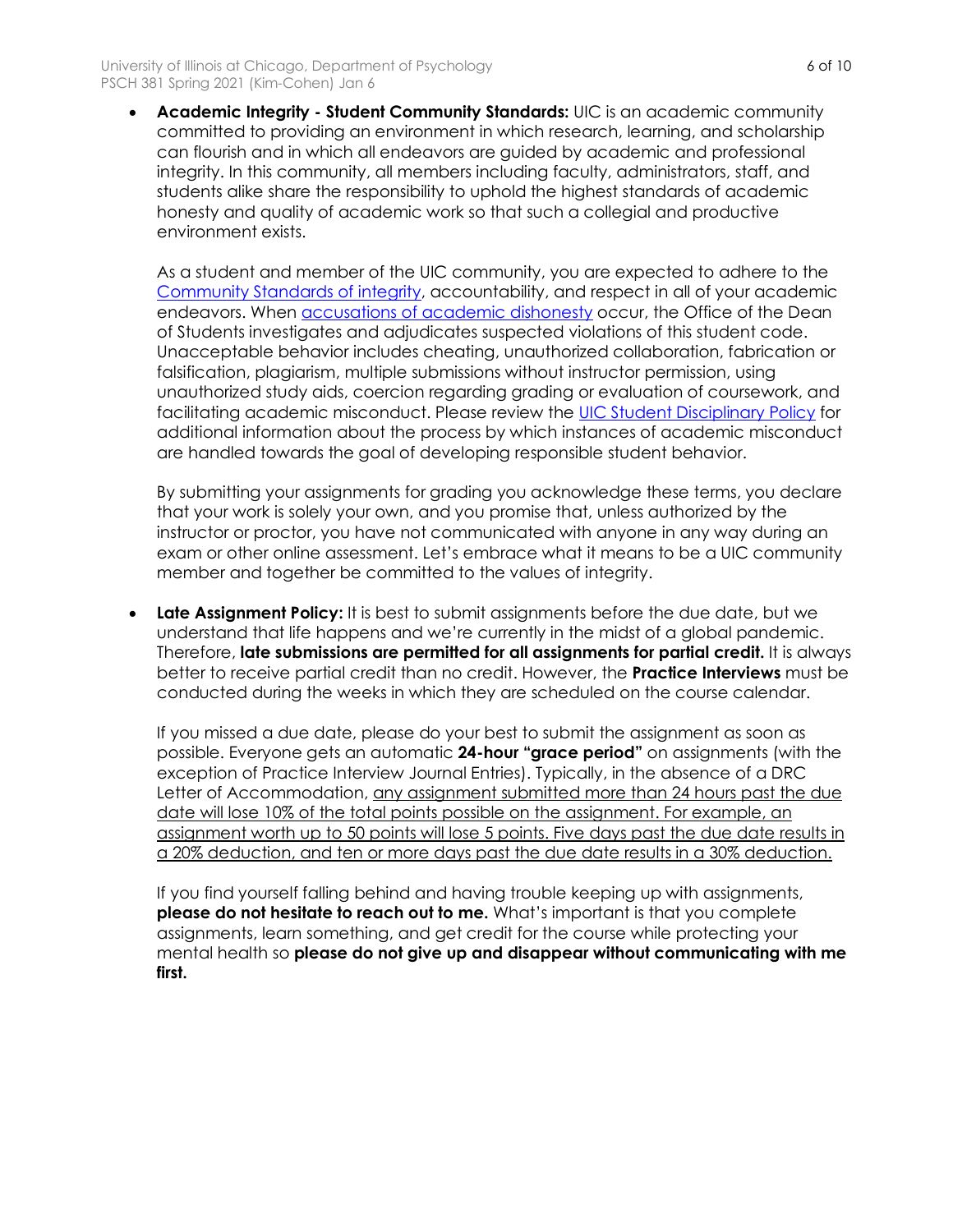- **Academic Integrity - Student Community Standards:** UIC is an academic community committed to providing an environment in which research, learning, and scholarship can flourish and in which all endeavors are guided by academic and professional integrity. In this community, all members including faculty, administrators, staff, and students alike share the responsibility to uphold the highest standards of academic honesty and quality of academic work so that such a collegial and productive environment exists.

  As a student and member of the UIC community, you are expected to adhere to the Community Standards of integrity, accountability, and respect in all of your academic endeavors. When accusations of academic dishonesty occur, the Office of the Dean of Students investigates and adjudicates suspected violations of this student code. Unacceptable behavior includes cheating, unauthorized collaboration, fabrication or falsification, plagiarism, multiple submissions without instructor permission, using unauthorized study aids, coercion regarding grading or evaluation of coursework, and facilitating academic misconduct. Please review the UIC Student Disciplinary Policy for additional information about the process by which instances of academic misconduct are handled towards the goal of developing responsible student behavior.

  By submitting your assignments for grading you acknowledge these terms, you declare that your work is solely your own, and you promise that, unless authorized by the instructor or proctor, you have not communicated with anyone in any way during an exam or other online assessment. Let's embrace what it means to be a UIC community member and together be committed to the values of integrity.

- **Late Assignment Policy:** It is best to submit assignments before the due date, but we understand that life happens and we're currently in the midst of a global pandemic. Therefore, **late submissions are permitted for all assignments for partial credit.** It is always better to receive partial credit than no credit. However, the **Practice Interviews** must be conducted during the weeks in which they are scheduled on the course calendar.

  If you missed a due date, please do your best to submit the assignment as soon as possible. Everyone gets an automatic **24-hour "grace period"** on assignments (with the exception of Practice Interview Journal Entries). Typically, in the absence of a DRC Letter of Accommodation, any assignment submitted more than 24 hours past the due date will lose 10% of the total points possible on the assignment. For example, an assignment worth up to 50 points will lose 5 points. Five days past the due date results in a 20% deduction, and ten or more days past the due date results in a 30% deduction.

  If you find yourself falling behind and having trouble keeping up with assignments, **please do not hesitate to reach out to me.** What's important is that you complete assignments, learn something, and get credit for the course while protecting your mental health so **please do not give up and disappear without communicating with me first.**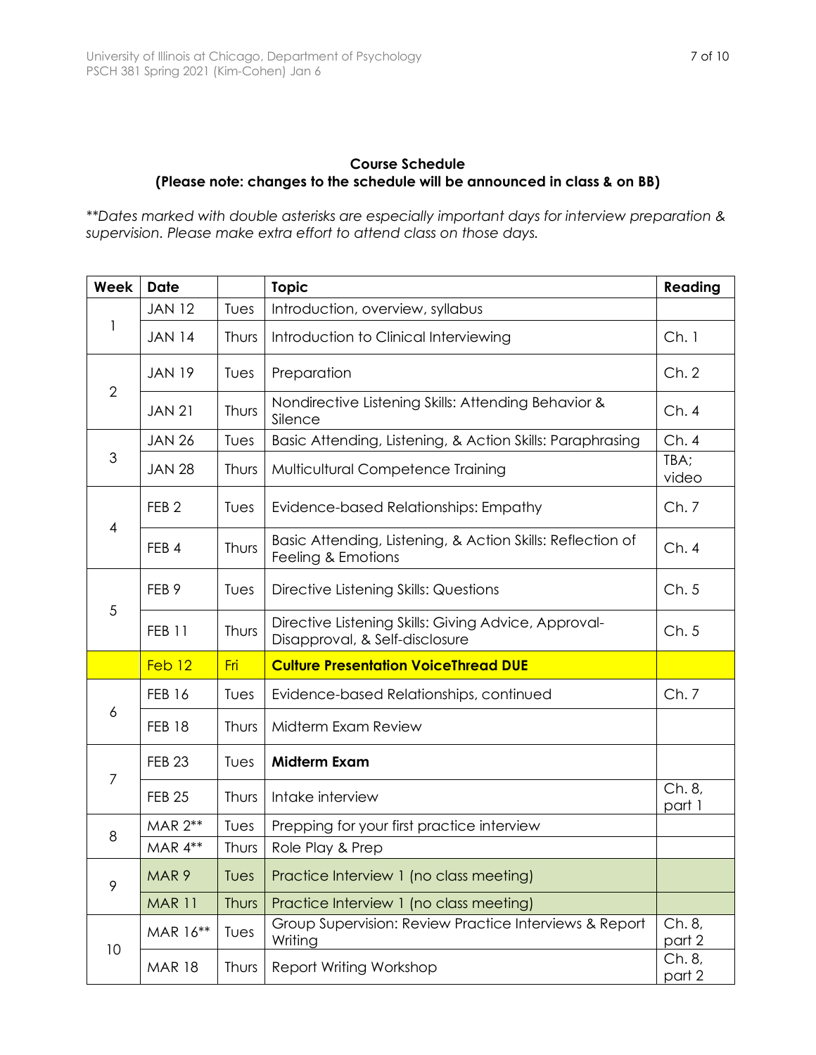**Course Schedule**
**(Please note: changes to the schedule will be announced in class & on BB)**

*\*\*Dates marked with double asterisks are especially important days for interview preparation & supervision. Please make extra effort to attend class on those days.*

| Week | Date | | Topic | Reading |
|---|---|---|---|---|
| 1 | JAN 12 | Tues | Introduction, overview, syllabus | |
| | JAN 14 | Thurs | Introduction to Clinical Interviewing | Ch. 1 |
| 2 | JAN 19 | Tues | Preparation | Ch. 2 |
| | JAN 21 | Thurs | Nondirective Listening Skills: Attending Behavior & Silence | Ch. 4 |
| 3 | JAN 26 | Tues | Basic Attending, Listening, & Action Skills: Paraphrasing | Ch. 4 |
| | JAN 28 | Thurs | Multicultural Competence Training | TBA; video |
| 4 | FEB 2 | Tues | Evidence-based Relationships: Empathy | Ch. 7 |
| | FEB 4 | Thurs | Basic Attending, Listening, & Action Skills: Reflection of Feeling & Emotions | Ch. 4 |
| 5 | FEB 9 | Tues | Directive Listening Skills: Questions | Ch. 5 |
| | FEB 11 | Thurs | Directive Listening Skills: Giving Advice, Approval-Disapproval, & Self-disclosure | Ch. 5 |
| | Feb 12 | Fri | **Culture Presentation VoiceThread DUE** | |
| 6 | FEB 16 | Tues | Evidence-based Relationships, continued | Ch. 7 |
| | FEB 18 | Thurs | Midterm Exam Review | |
| 7 | FEB 23 | Tues | **Midterm Exam** | |
| | FEB 25 | Thurs | Intake interview | Ch. 8, part 1 |
| 8 | MAR 2** | Tues | Prepping for your first practice interview | |
| | MAR 4** | Thurs | Role Play & Prep | |
| 9 | MAR 9 | Tues | Practice Interview 1 (no class meeting) | |
| | MAR 11 | Thurs | Practice Interview 1 (no class meeting) | |
| 10 | MAR 16** | Tues | Group Supervision: Review Practice Interviews & Report Writing | Ch. 8, part 2 |
| | MAR 18 | Thurs | Report Writing Workshop | Ch. 8, part 2 |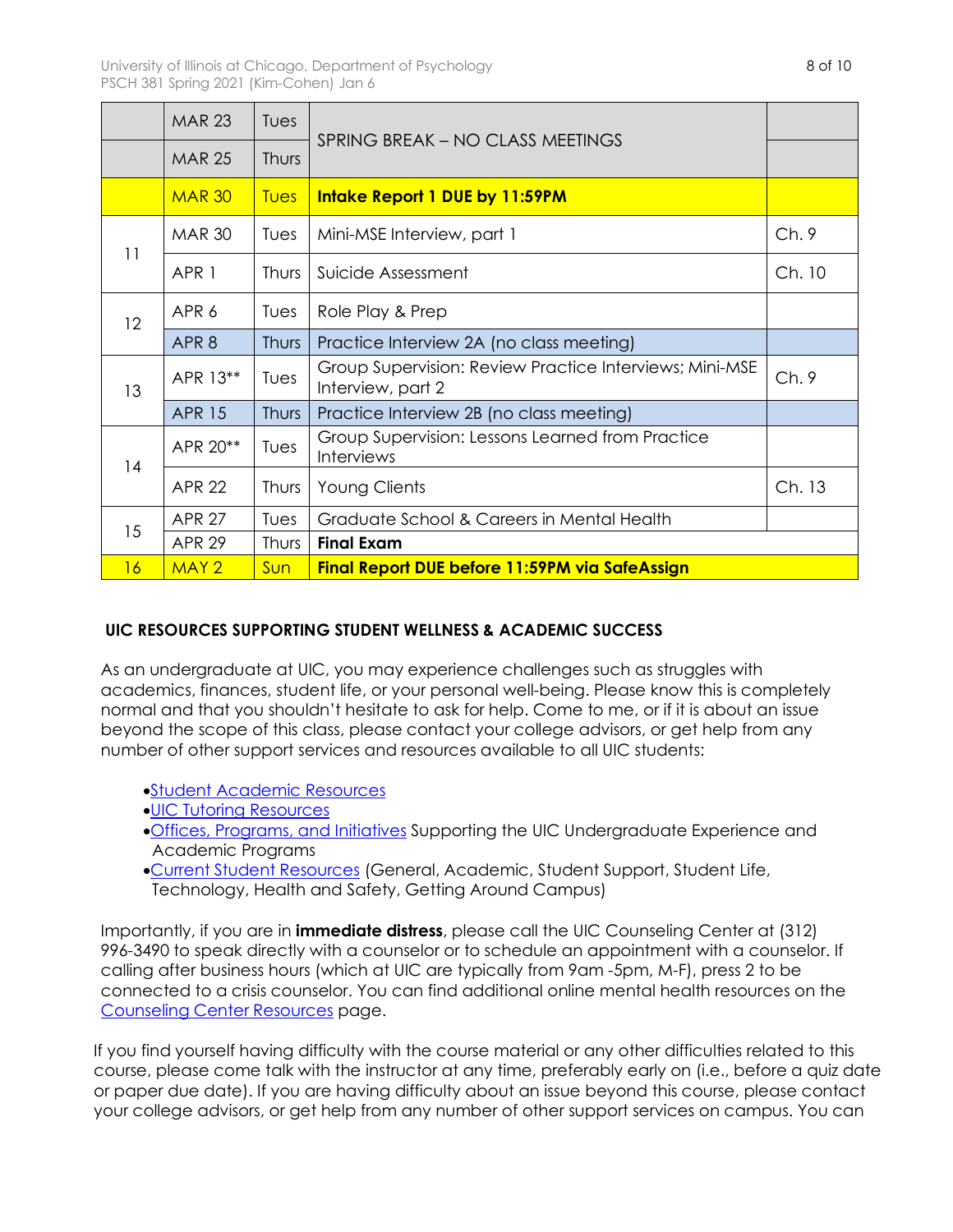| | | | | |
|---|---|---|---|---|
| | MAR 23 | Tues | SPRING BREAK – NO CLASS MEETINGS | |
| | MAR 25 | Thurs | | |
| | MAR 30 | Tues | **Intake Report 1 DUE by 11:59PM** | |
| 11 | MAR 30 | Tues | Mini-MSE Interview, part 1 | Ch. 9 |
| | APR 1 | Thurs | Suicide Assessment | Ch. 10 |
| 12 | APR 6 | Tues | Role Play & Prep | |
| | APR 8 | Thurs | Practice Interview 2A (no class meeting) | |
| 13 | APR 13** | Tues | Group Supervision: Review Practice Interviews; Mini-MSE Interview, part 2 | Ch. 9 |
| | APR 15 | Thurs | Practice Interview 2B (no class meeting) | |
| 14 | APR 20** | Tues | Group Supervision: Lessons Learned from Practice Interviews | |
| | APR 22 | Thurs | Young Clients | Ch. 13 |
| 15 | APR 27 | Tues | Graduate School & Careers in Mental Health | |
| | APR 29 | Thurs | **Final Exam** | |
| 16 | MAY 2 | Sun | **Final Report DUE before 11:59PM via SafeAssign** | |

## UIC RESOURCES SUPPORTING STUDENT WELLNESS & ACADEMIC SUCCESS

As an undergraduate at UIC, you may experience challenges such as struggles with academics, finances, student life, or your personal well-being. Please know this is completely normal and that you shouldn't hesitate to ask for help. Come to me, or if it is about an issue beyond the scope of this class, please contact your college advisors, or get help from any number of other support services and resources available to all UIC students:

- Student Academic Resources
- UIC Tutoring Resources
- Offices, Programs, and Initiatives Supporting the UIC Undergraduate Experience and Academic Programs
- Current Student Resources (General, Academic, Student Support, Student Life, Technology, Health and Safety, Getting Around Campus)

Importantly, if you are in **immediate distress**, please call the UIC Counseling Center at (312) 996-3490 to speak directly with a counselor or to schedule an appointment with a counselor. If calling after business hours (which at UIC are typically from 9am -5pm, M-F), press 2 to be connected to a crisis counselor. You can find additional online mental health resources on the Counseling Center Resources page.

If you find yourself having difficulty with the course material or any other difficulties related to this course, please come talk with the instructor at any time, preferably early on (i.e., before a quiz date or paper due date). If you are having difficulty about an issue beyond this course, please contact your college advisors, or get help from any number of other support services on campus. You can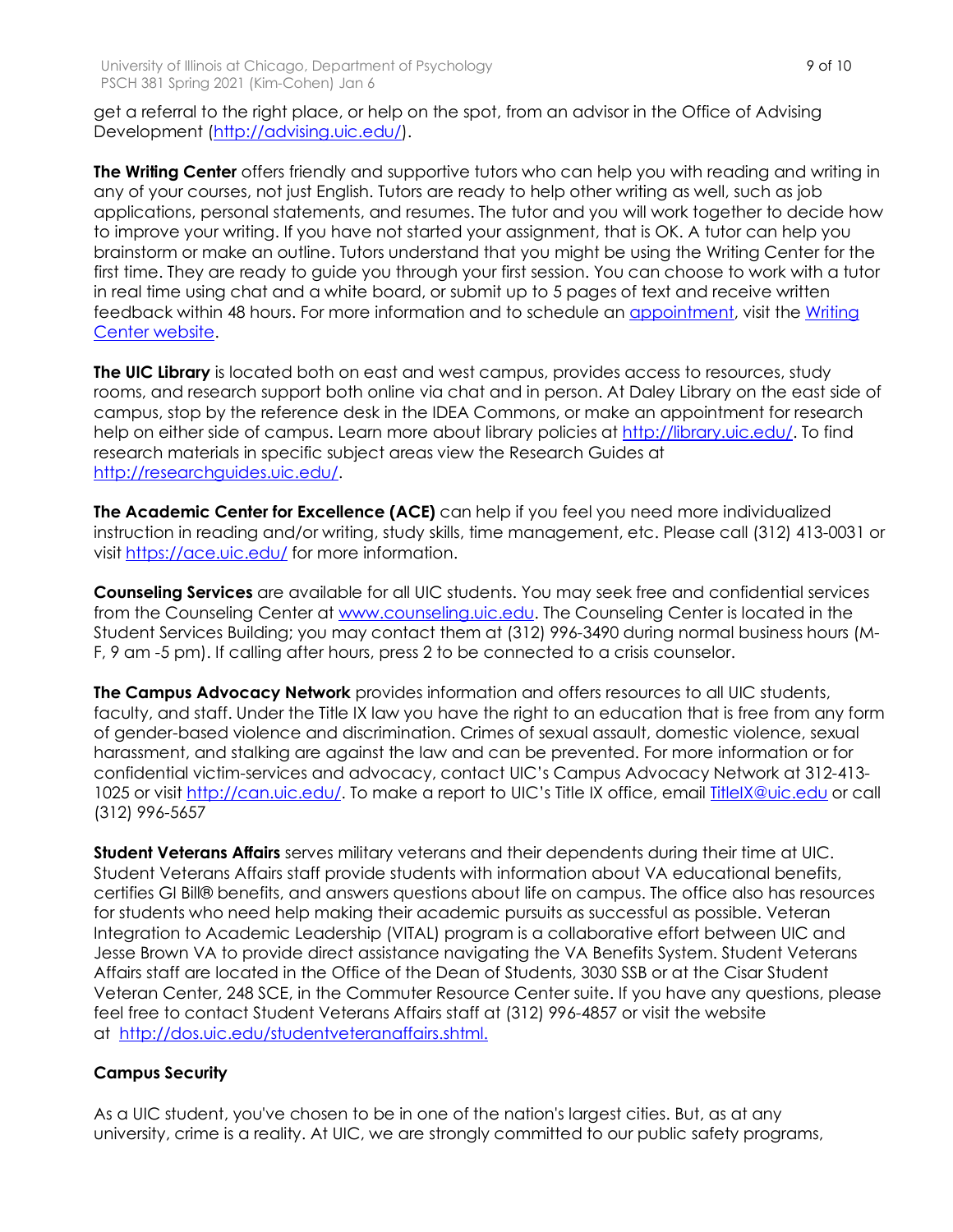get a referral to the right place, or help on the spot, from an advisor in the Office of Advising Development (http://advising.uic.edu/).

**The Writing Center** offers friendly and supportive tutors who can help you with reading and writing in any of your courses, not just English. Tutors are ready to help other writing as well, such as job applications, personal statements, and resumes. The tutor and you will work together to decide how to improve your writing. If you have not started your assignment, that is OK. A tutor can help you brainstorm or make an outline. Tutors understand that you might be using the Writing Center for the first time. They are ready to guide you through your first session. You can choose to work with a tutor in real time using chat and a white board, or submit up to 5 pages of text and receive written feedback within 48 hours. For more information and to schedule an appointment, visit the Writing Center website.

**The UIC Library** is located both on east and west campus, provides access to resources, study rooms, and research support both online via chat and in person. At Daley Library on the east side of campus, stop by the reference desk in the IDEA Commons, or make an appointment for research help on either side of campus. Learn more about library policies at http://library.uic.edu/. To find research materials in specific subject areas view the Research Guides at http://researchguides.uic.edu/.

**The Academic Center for Excellence (ACE)** can help if you feel you need more individualized instruction in reading and/or writing, study skills, time management, etc. Please call (312) 413-0031 or visit https://ace.uic.edu/ for more information.

**Counseling Services** are available for all UIC students. You may seek free and confidential services from the Counseling Center at www.counseling.uic.edu. The Counseling Center is located in the Student Services Building; you may contact them at (312) 996-3490 during normal business hours (M-F, 9 am -5 pm). If calling after hours, press 2 to be connected to a crisis counselor.

**The Campus Advocacy Network** provides information and offers resources to all UIC students, faculty, and staff. Under the Title IX law you have the right to an education that is free from any form of gender-based violence and discrimination. Crimes of sexual assault, domestic violence, sexual harassment, and stalking are against the law and can be prevented. For more information or for confidential victim-services and advocacy, contact UIC's Campus Advocacy Network at 312-413-1025 or visit http://can.uic.edu/. To make a report to UIC's Title IX office, email TitleIX@uic.edu or call (312) 996-5657

**Student Veterans Affairs** serves military veterans and their dependents during their time at UIC. Student Veterans Affairs staff provide students with information about VA educational benefits, certifies GI Bill® benefits, and answers questions about life on campus. The office also has resources for students who need help making their academic pursuits as successful as possible. Veteran Integration to Academic Leadership (VITAL) program is a collaborative effort between UIC and Jesse Brown VA to provide direct assistance navigating the VA Benefits System. Student Veterans Affairs staff are located in the Office of the Dean of Students, 3030 SSB or at the Cisar Student Veteran Center, 248 SCE, in the Commuter Resource Center suite. If you have any questions, please feel free to contact Student Veterans Affairs staff at (312) 996-4857 or visit the website at http://dos.uic.edu/studentveteranaffairs.shtml.

### Campus Security

As a UIC student, you've chosen to be in one of the nation's largest cities. But, as at any university, crime is a reality. At UIC, we are strongly committed to our public safety programs,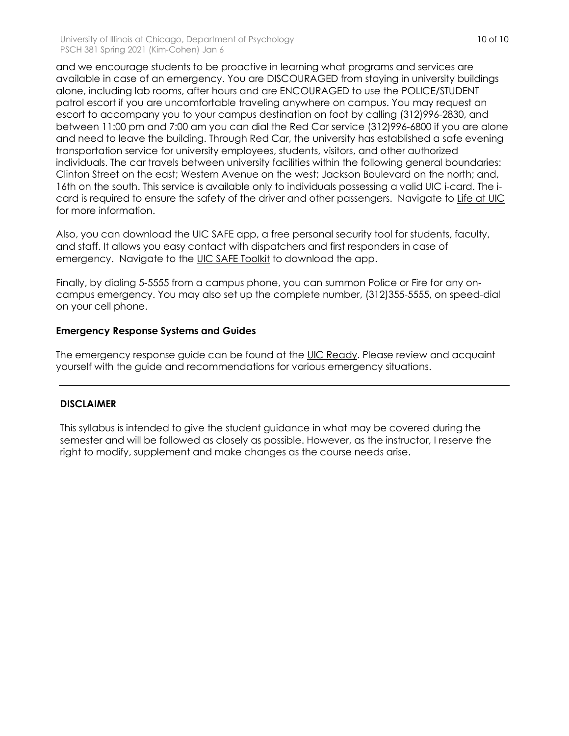and we encourage students to be proactive in learning what programs and services are available in case of an emergency. You are DISCOURAGED from staying in university buildings alone, including lab rooms, after hours and are ENCOURAGED to use the POLICE/STUDENT patrol escort if you are uncomfortable traveling anywhere on campus. You may request an escort to accompany you to your campus destination on foot by calling (312)996-2830, and between 11:00 pm and 7:00 am you can dial the Red Car service (312)996-6800 if you are alone and need to leave the building. Through Red Car, the university has established a safe evening transportation service for university employees, students, visitors, and other authorized individuals. The car travels between university facilities within the following general boundaries: Clinton Street on the east; Western Avenue on the west; Jackson Boulevard on the north; and, 16th on the south. This service is available only to individuals possessing a valid UIC i-card. The i-card is required to ensure the safety of the driver and other passengers. Navigate to Life at UIC for more information.

Also, you can download the UIC SAFE app, a free personal security tool for students, faculty, and staff. It allows you easy contact with dispatchers and first responders in case of emergency. Navigate to the UIC SAFE Toolkit to download the app.

Finally, by dialing 5-5555 from a campus phone, you can summon Police or Fire for any on-campus emergency. You may also set up the complete number, (312)355-5555, on speed-dial on your cell phone.

**Emergency Response Systems and Guides**

The emergency response guide can be found at the UIC Ready. Please review and acquaint yourself with the guide and recommendations for various emergency situations.

---

**DISCLAIMER**

This syllabus is intended to give the student guidance in what may be covered during the semester and will be followed as closely as possible. However, as the instructor, I reserve the right to modify, supplement and make changes as the course needs arise.